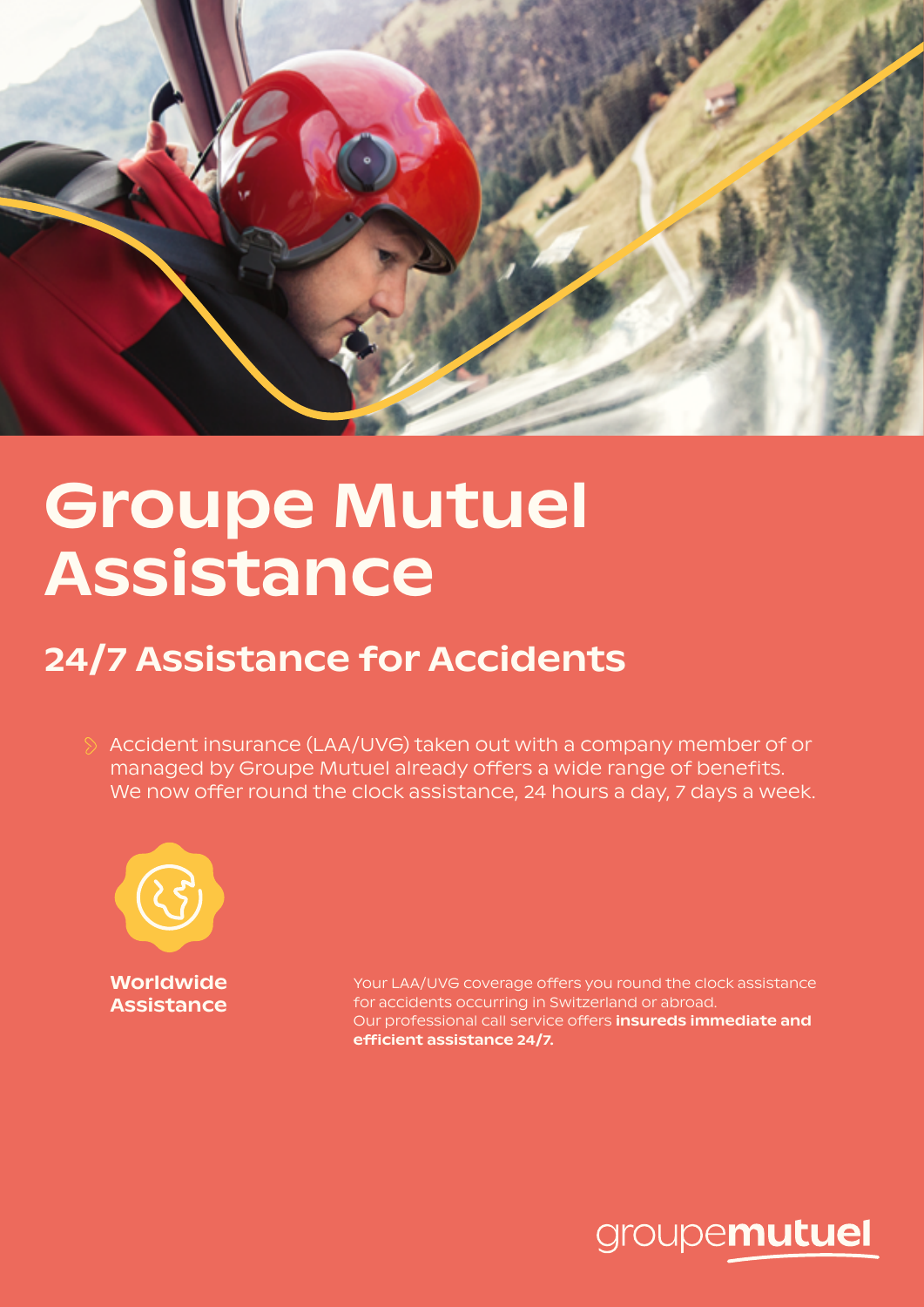# Groupe Mutuel Assistance

## 24/7 Assistance for Accidents

- Accident insurance (LAA/UVG) taken out with a company member of or managed by Groupe Mutuel already offers a wide range of benefits. We now offer round the clock assistance, 24 hours a day, 7 days a week.

**Worldwide Assistance**

Your LAA/UVG coverage offers you round the clock assistance for accidents occurring in Switzerland or abroad.
Our professional call service offers **insureds immediate and efficient assistance 24/7.**

groupemutuel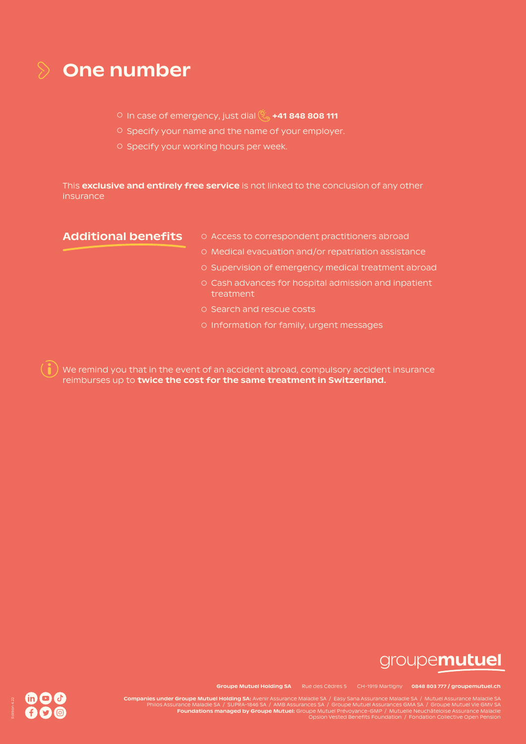# One number

- In case of emergency, just dial **+41 848 808 111**
- Specify your name and the name of your employer.
- Specify your working hours per week.

This **exclusive and entirely free service** is not linked to the conclusion of any other insurance

## Additional benefits

- Access to correspondent practitioners abroad
- Medical evacuation and/or repatriation assistance
- Supervision of emergency medical treatment abroad
- Cash advances for hospital admission and inpatient treatment
- Search and rescue costs
- Information for family, urgent messages

We remind you that in the event of an accident abroad, compulsory accident insurance reimburses up to **twice the cost for the same treatment in Switzerland.**

groupe**mutuel**

**Groupe Mutuel Holding SA** Rue des Cèdres 5 CH-1919 Martigny **0848 803 777 / groupemutuel.ch**

**Companies under Groupe Mutuel Holding SA:** Avenir Assurance Maladie SA / Easy Sana Assurance Maladie SA / Mutuel Assurance Maladie SA Philos Assurance Maladie SA / SUPRA-1846 SA / AMB Assurances SA / Groupe Mutuel Assurances GMA SA / Groupe Mutuel Vie GMV SA
**Foundations managed by Groupe Mutuel:** Groupe Mutuel Prévoyance-GMP / Mutuelle Neuchâteloise Assurance Maladie Opsion Vested Benefits Foundation / Fondation Collective Open Pension

Edition 4.22